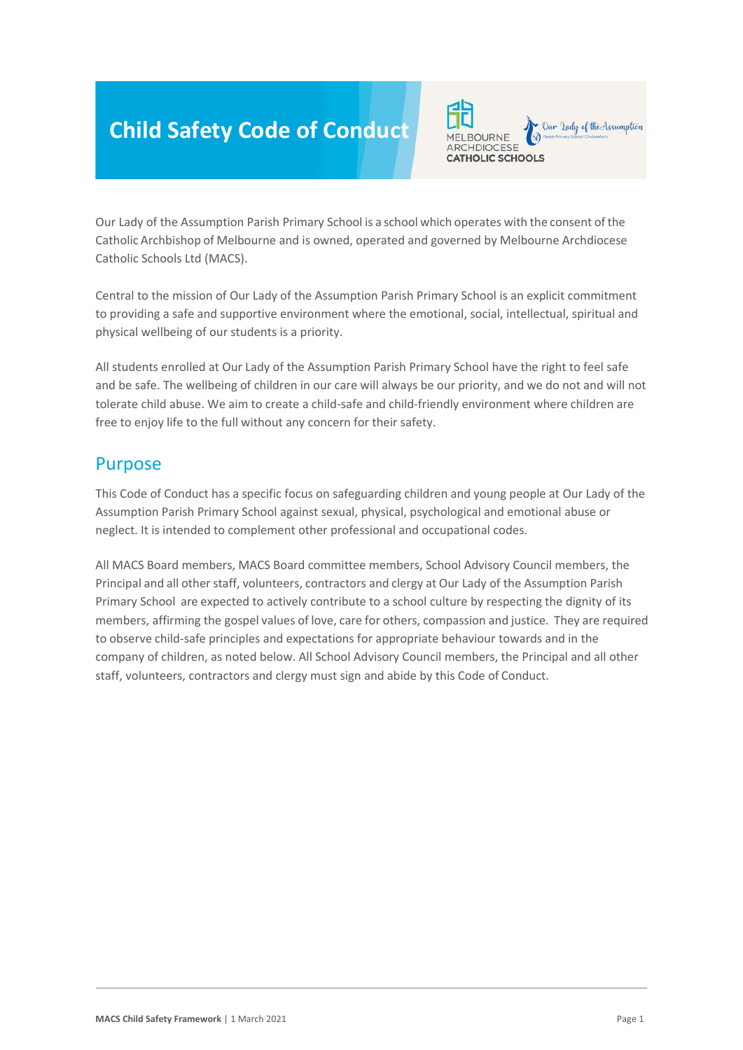# Child Safety Code of Conduct

Our Lady of the Assumption Parish Primary School is a school which operates with the consent of the Catholic Archbishop of Melbourne and is owned, operated and governed by Melbourne Archdiocese Catholic Schools Ltd (MACS).

Central to the mission of Our Lady of the Assumption Parish Primary School is an explicit commitment to providing a safe and supportive environment where the emotional, social, intellectual, spiritual and physical wellbeing of our students is a priority.

All students enrolled at Our Lady of the Assumption Parish Primary School have the right to feel safe and be safe. The wellbeing of children in our care will always be our priority, and we do not and will not tolerate child abuse. We aim to create a child-safe and child-friendly environment where children are free to enjoy life to the full without any concern for their safety.

## Purpose

This Code of Conduct has a specific focus on safeguarding children and young people at Our Lady of the Assumption Parish Primary School against sexual, physical, psychological and emotional abuse or neglect. It is intended to complement other professional and occupational codes.

All MACS Board members, MACS Board committee members, School Advisory Council members, the Principal and all other staff, volunteers, contractors and clergy at Our Lady of the Assumption Parish Primary School are expected to actively contribute to a school culture by respecting the dignity of its members, affirming the gospel values of love, care for others, compassion and justice. They are required to observe child-safe principles and expectations for appropriate behaviour towards and in the company of children, as noted below. All School Advisory Council members, the Principal and all other staff, volunteers, contractors and clergy must sign and abide by this Code of Conduct.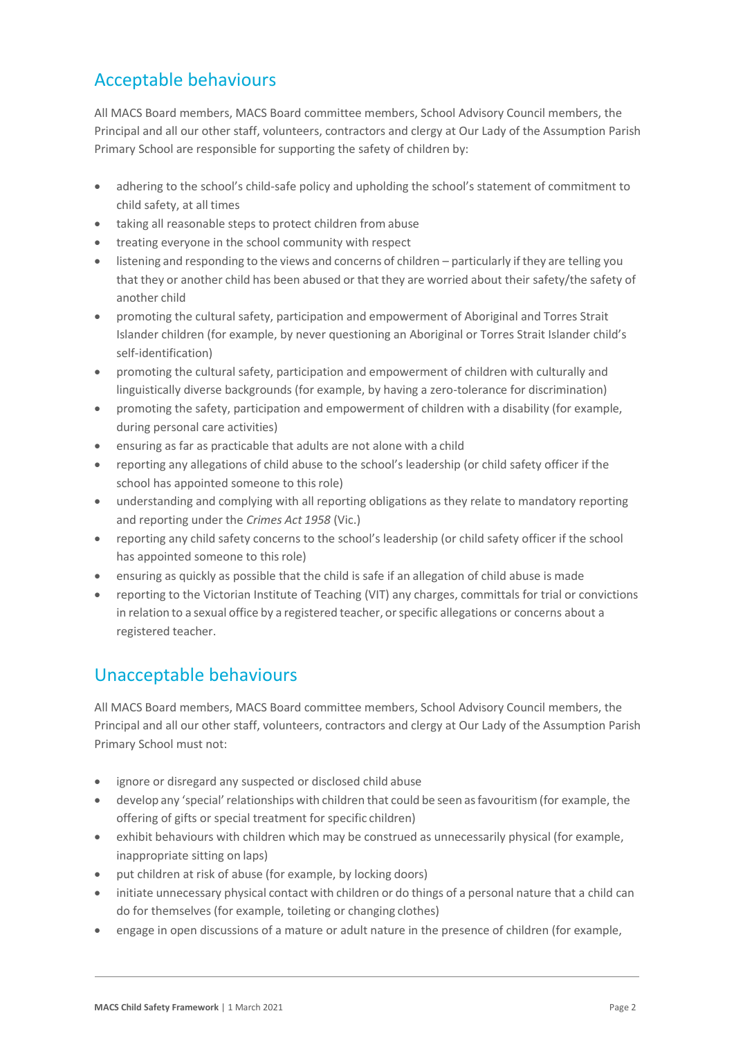## Acceptable behaviours

All MACS Board members, MACS Board committee members, School Advisory Council members, the Principal and all our other staff, volunteers, contractors and clergy at Our Lady of the Assumption Parish Primary School are responsible for supporting the safety of children by:

- adhering to the school's child-safe policy and upholding the school's statement of commitment to child safety, at all times
- taking all reasonable steps to protect children from abuse
- treating everyone in the school community with respect
- listening and responding to the views and concerns of children – particularly if they are telling you that they or another child has been abused or that they are worried about their safety/the safety of another child
- promoting the cultural safety, participation and empowerment of Aboriginal and Torres Strait Islander children (for example, by never questioning an Aboriginal or Torres Strait Islander child's self-identification)
- promoting the cultural safety, participation and empowerment of children with culturally and linguistically diverse backgrounds (for example, by having a zero-tolerance for discrimination)
- promoting the safety, participation and empowerment of children with a disability (for example, during personal care activities)
- ensuring as far as practicable that adults are not alone with a child
- reporting any allegations of child abuse to the school's leadership (or child safety officer if the school has appointed someone to this role)
- understanding and complying with all reporting obligations as they relate to mandatory reporting and reporting under the *Crimes Act 1958* (Vic.)
- reporting any child safety concerns to the school's leadership (or child safety officer if the school has appointed someone to this role)
- ensuring as quickly as possible that the child is safe if an allegation of child abuse is made
- reporting to the Victorian Institute of Teaching (VIT) any charges, committals for trial or convictions in relation to a sexual office by a registered teacher, or specific allegations or concerns about a registered teacher.

## Unacceptable behaviours

All MACS Board members, MACS Board committee members, School Advisory Council members, the Principal and all our other staff, volunteers, contractors and clergy at Our Lady of the Assumption Parish Primary School must not:

- ignore or disregard any suspected or disclosed child abuse
- develop any 'special' relationships with children that could be seen as favouritism (for example, the offering of gifts or special treatment for specific children)
- exhibit behaviours with children which may be construed as unnecessarily physical (for example, inappropriate sitting on laps)
- put children at risk of abuse (for example, by locking doors)
- initiate unnecessary physical contact with children or do things of a personal nature that a child can do for themselves (for example, toileting or changing clothes)
- engage in open discussions of a mature or adult nature in the presence of children (for example,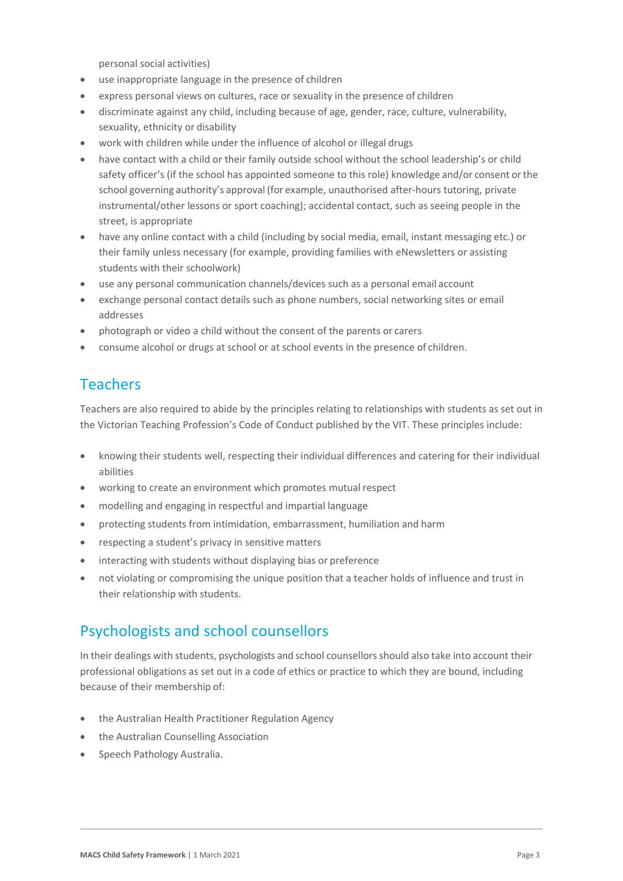personal social activities)

- use inappropriate language in the presence of children
- express personal views on cultures, race or sexuality in the presence of children
- discriminate against any child, including because of age, gender, race, culture, vulnerability, sexuality, ethnicity or disability
- work with children while under the influence of alcohol or illegal drugs
- have contact with a child or their family outside school without the school leadership's or child safety officer's (if the school has appointed someone to this role) knowledge and/or consent or the school governing authority's approval (for example, unauthorised after-hours tutoring, private instrumental/other lessons or sport coaching); accidental contact, such as seeing people in the street, is appropriate
- have any online contact with a child (including by social media, email, instant messaging etc.) or their family unless necessary (for example, providing families with eNewsletters or assisting students with their schoolwork)
- use any personal communication channels/devices such as a personal email account
- exchange personal contact details such as phone numbers, social networking sites or email addresses
- photograph or video a child without the consent of the parents or carers
- consume alcohol or drugs at school or at school events in the presence of children.

## Teachers

Teachers are also required to abide by the principles relating to relationships with students as set out in the Victorian Teaching Profession's Code of Conduct published by the VIT. These principles include:

- knowing their students well, respecting their individual differences and catering for their individual abilities
- working to create an environment which promotes mutual respect
- modelling and engaging in respectful and impartial language
- protecting students from intimidation, embarrassment, humiliation and harm
- respecting a student's privacy in sensitive matters
- interacting with students without displaying bias or preference
- not violating or compromising the unique position that a teacher holds of influence and trust in their relationship with students.

## Psychologists and school counsellors

In their dealings with students, psychologists and school counsellors should also take into account their professional obligations as set out in a code of ethics or practice to which they are bound, including because of their membership of:

- the Australian Health Practitioner Regulation Agency
- the Australian Counselling Association
- Speech Pathology Australia.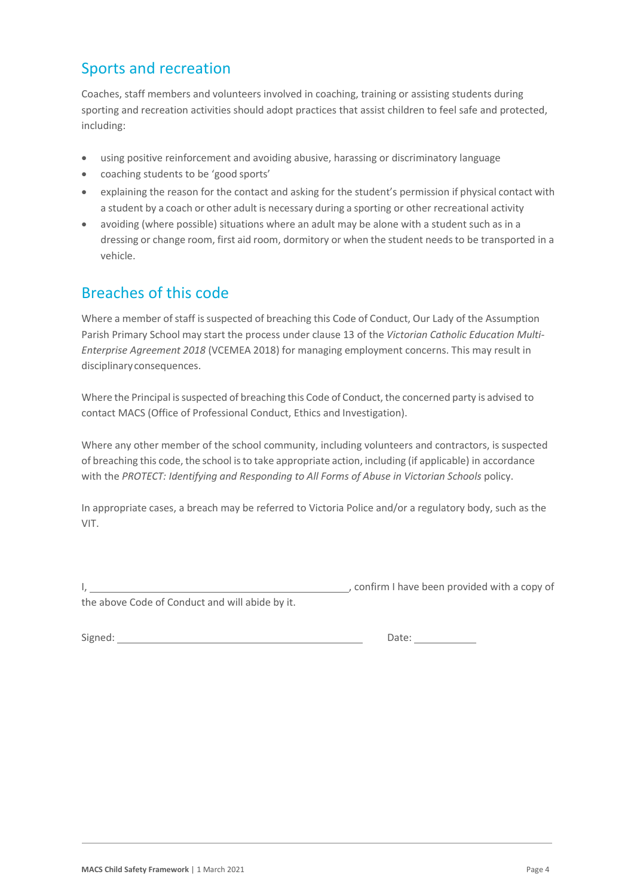## Sports and recreation

Coaches, staff members and volunteers involved in coaching, training or assisting students during sporting and recreation activities should adopt practices that assist children to feel safe and protected, including:

- using positive reinforcement and avoiding abusive, harassing or discriminatory language
- coaching students to be 'good sports'
- explaining the reason for the contact and asking for the student's permission if physical contact with a student by a coach or other adult is necessary during a sporting or other recreational activity
- avoiding (where possible) situations where an adult may be alone with a student such as in a dressing or change room, first aid room, dormitory or when the student needs to be transported in a vehicle.

## Breaches of this code

Where a member of staff is suspected of breaching this Code of Conduct, Our Lady of the Assumption Parish Primary School may start the process under clause 13 of the *Victorian Catholic Education Multi-Enterprise Agreement 2018* (VCEMEA 2018) for managing employment concerns. This may result in disciplinary consequences.

Where the Principal is suspected of breaching this Code of Conduct, the concerned party is advised to contact MACS (Office of Professional Conduct, Ethics and Investigation).

Where any other member of the school community, including volunteers and contractors, is suspected of breaching this code, the school is to take appropriate action, including (if applicable) in accordance with the *PROTECT: Identifying and Responding to All Forms of Abuse in Victorian Schools* policy.

In appropriate cases, a breach may be referred to Victoria Police and/or a regulatory body, such as the VIT.

I, ______________________________________________, confirm I have been provided with a copy of the above Code of Conduct and will abide by it.

Signed: ____________________________________________ Date: ___________